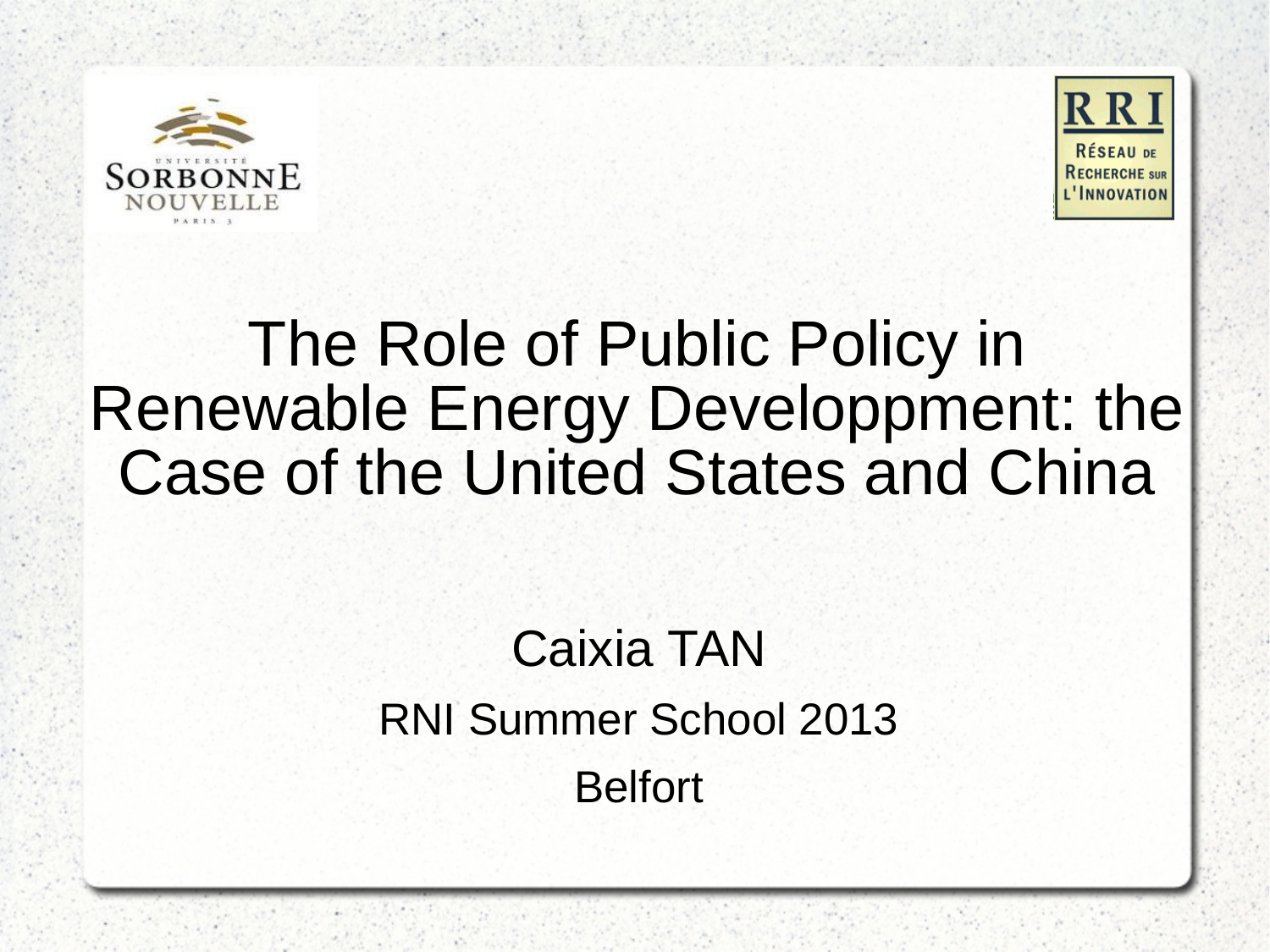# The Role of Public Policy in Renewable Energy Developpment: the Case of the United States and China

Caixia TAN

RNI Summer School 2013

Belfort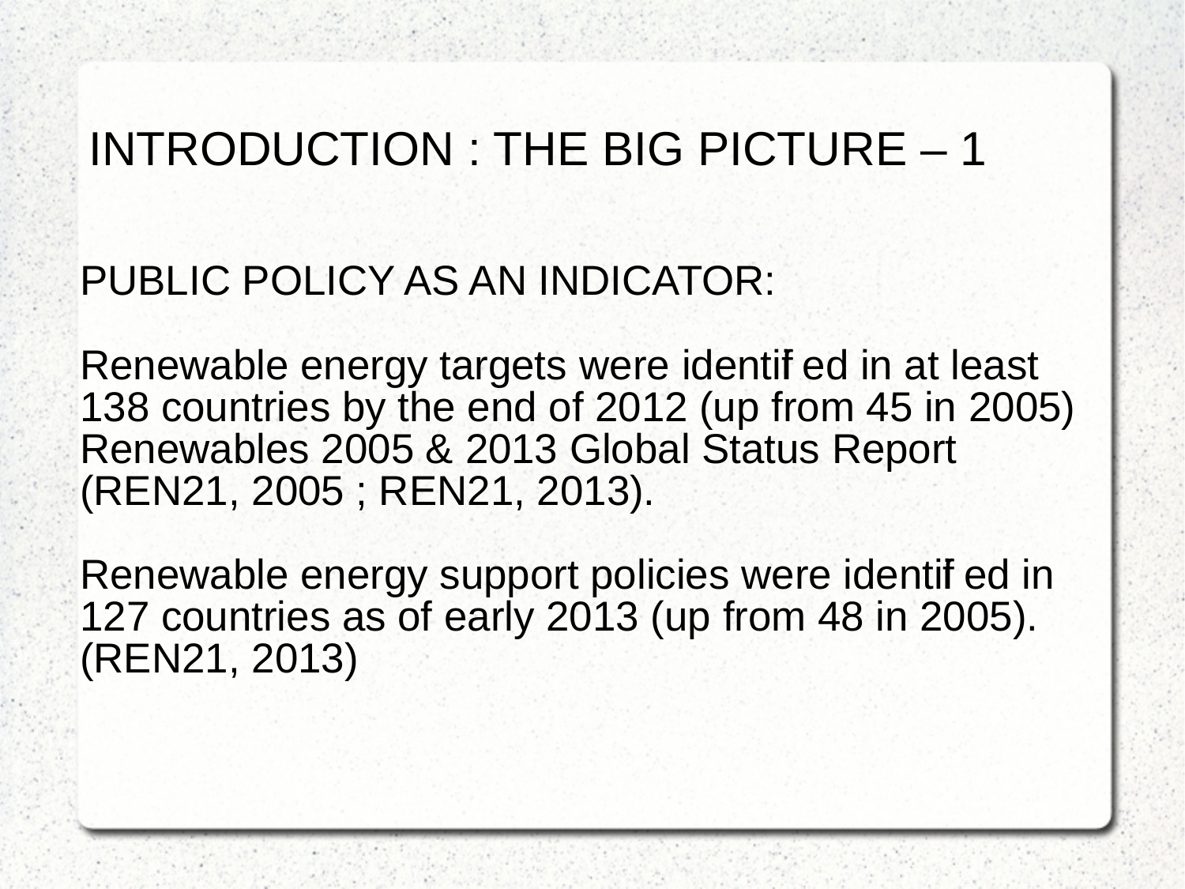# INTRODUCTION : THE BIG PICTURE – 1

PUBLIC POLICY AS AN INDICATOR:

Renewable energy targets were identified in at least 138 countries by the end of 2012 (up from 45 in 2005) Renewables 2005 & 2013 Global Status Report (REN21, 2005 ; REN21, 2013).

Renewable energy support policies were identified in 127 countries as of early 2013 (up from 48 in 2005). (REN21, 2013)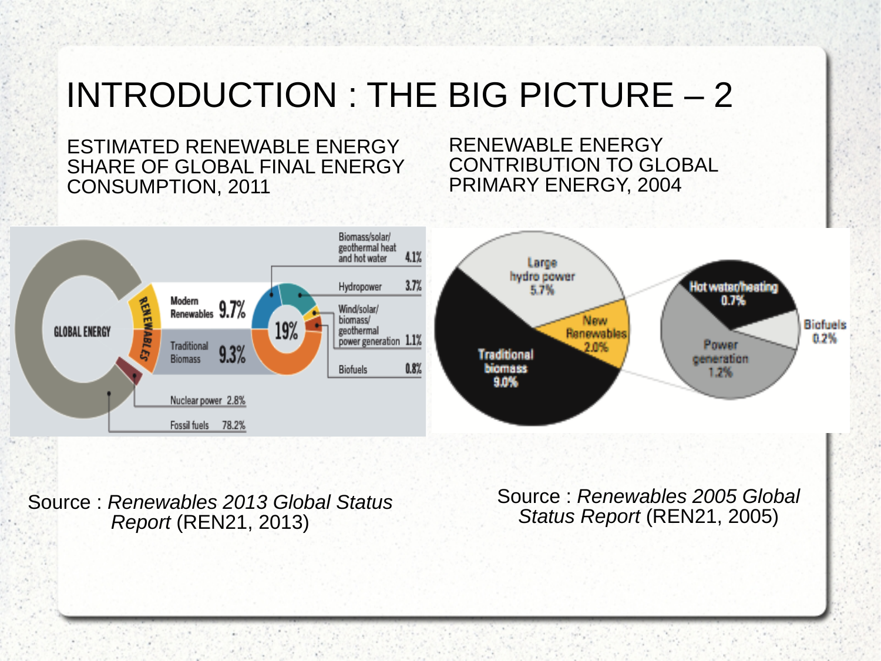# INTRODUCTION : THE BIG PICTURE – 2

ESTIMATED RENEWABLE ENERGY SHARE OF GLOBAL FINAL ENERGY CONSUMPTION, 2011

GLOBAL ENERGY

RENEWABLES

Modern Renewables 9.7%

Traditional Biomass 9.3%

19%

Biomass/solar/geothermal heat and hot water 4.1%

Hydropower 3.7%

Wind/solar/biomass/geothermal power generation 1.1%

Biofuels 0.8%

Nuclear power 2.8%

Fossil fuels 78.2%

Source : *Renewables 2013 Global Status Report* (REN21, 2013)

RENEWABLE ENERGY CONTRIBUTION TO GLOBAL PRIMARY ENERGY, 2004

Large hydro power 5.7%

New Renewables 2.0%

Traditional biomass 9.0%

Hot water/heating 0.7%

Biofuels 0.2%

Power generation 1.2%

Source : *Renewables 2005 Global Status Report* (REN21, 2005)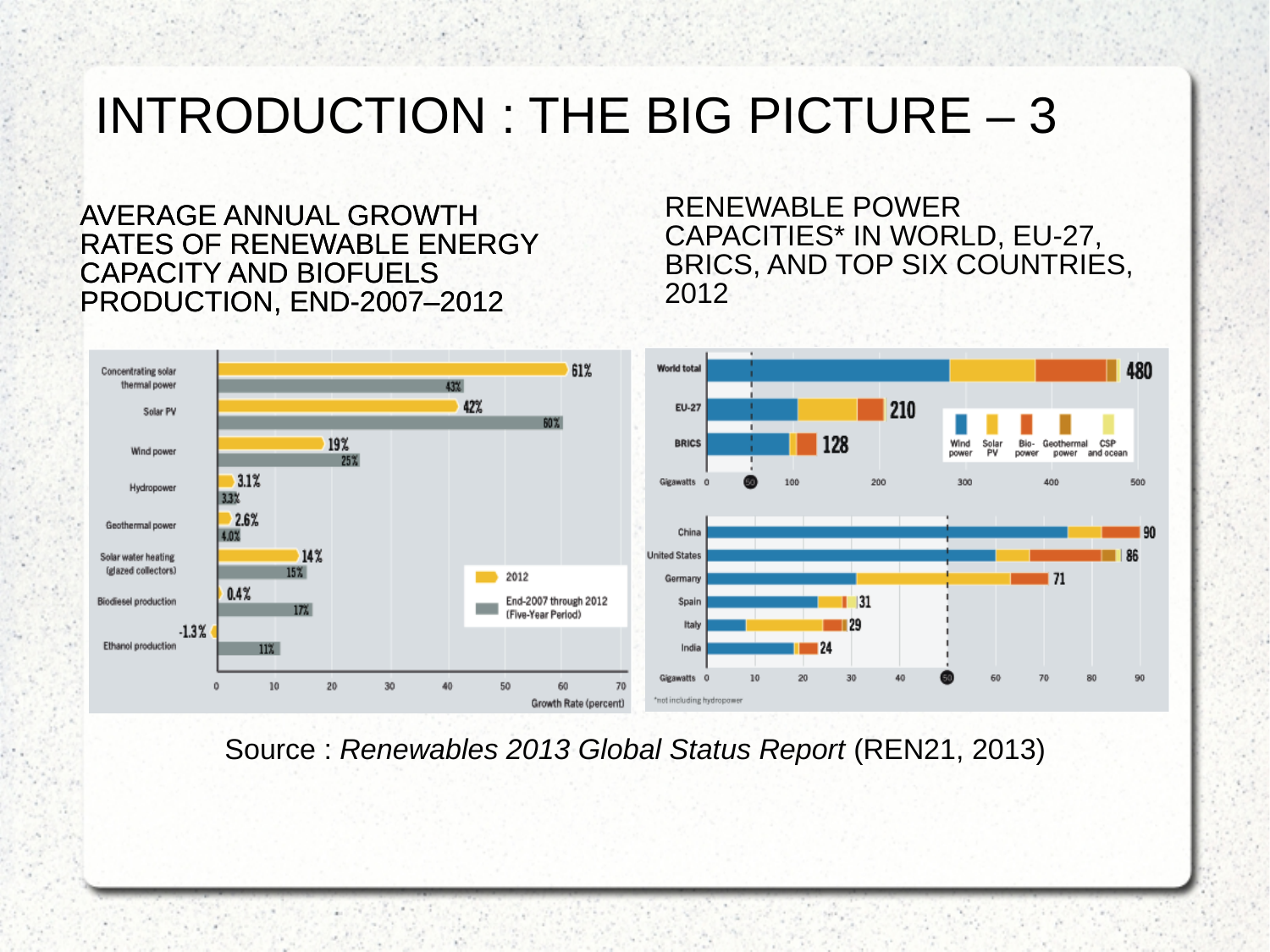# INTRODUCTION : THE BIG PICTURE – 3

## AVERAGE ANNUAL GROWTH RATES OF RENEWABLE ENERGY CAPACITY AND BIOFUELS PRODUCTION, END-2007–2012

| | 2012 | End-2007 through 2012 (Five-Year Period) |
|---|---|---|
| Concentrating solar thermal power | 61% | 43% |
| Solar PV | 42% | 60% |
| Wind power | 19% | 25% |
| Hydropower | 3.1% | 3.3% |
| Geothermal power | 2.6% | 4.0% |
| Solar water heating (glazed collectors) | 14% | 15% |
| Biodiesel production | 0.4% | 17% |
| Ethanol production | -1.3% | 11% |

Growth Rate (percent)

## RENEWABLE POWER CAPACITIES* IN WORLD, EU-27, BRICS, AND TOP SIX COUNTRIES, 2012

| | Gigawatts |
|---|---|
| World total | 480 |
| EU-27 | 210 |
| BRICS | 128 |
| China | 90 |
| United States | 86 |
| Germany | 71 |
| Spain | 31 |
| Italy | 29 |
| India | 24 |

Legend: Wind power, Solar PV, Bio-power, Geothermal power, CSP and ocean

*not including hydropower

Source : *Renewables 2013 Global Status Report* (REN21, 2013)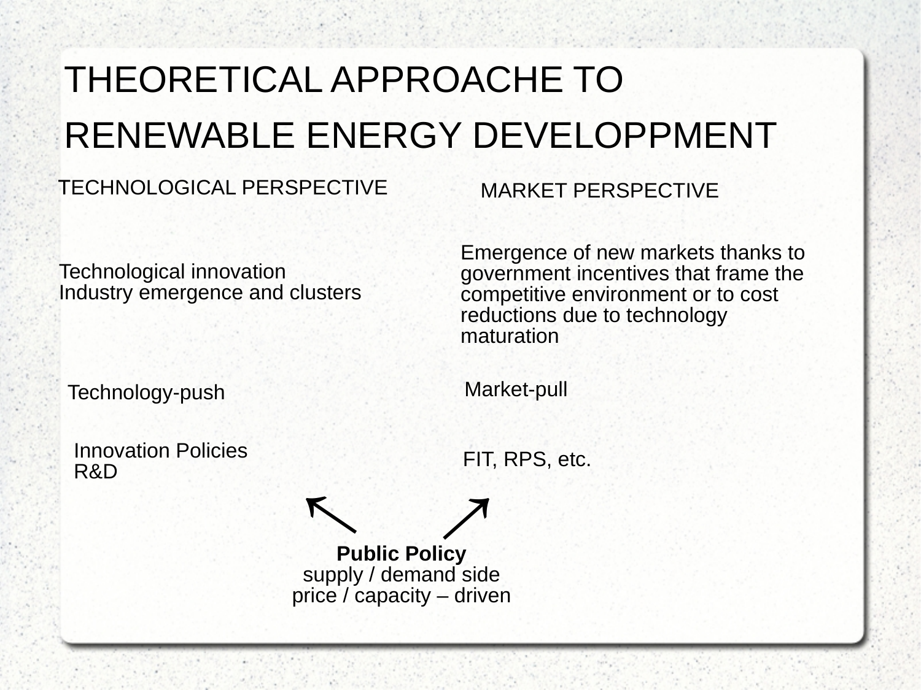# THEORETICAL APPROACHE TO RENEWABLE ENERGY DEVELOPPMENT

## TECHNOLOGICAL PERSPECTIVE

Technological innovation
Industry emergence and clusters

Technology-push

Innovation Policies
R&D

## MARKET PERSPECTIVE

Emergence of new markets thanks to government incentives that frame the competitive environment or to cost reductions due to technology maturation

Market-pull

FIT, RPS, etc.

**Public Policy**
supply / demand side
price / capacity – driven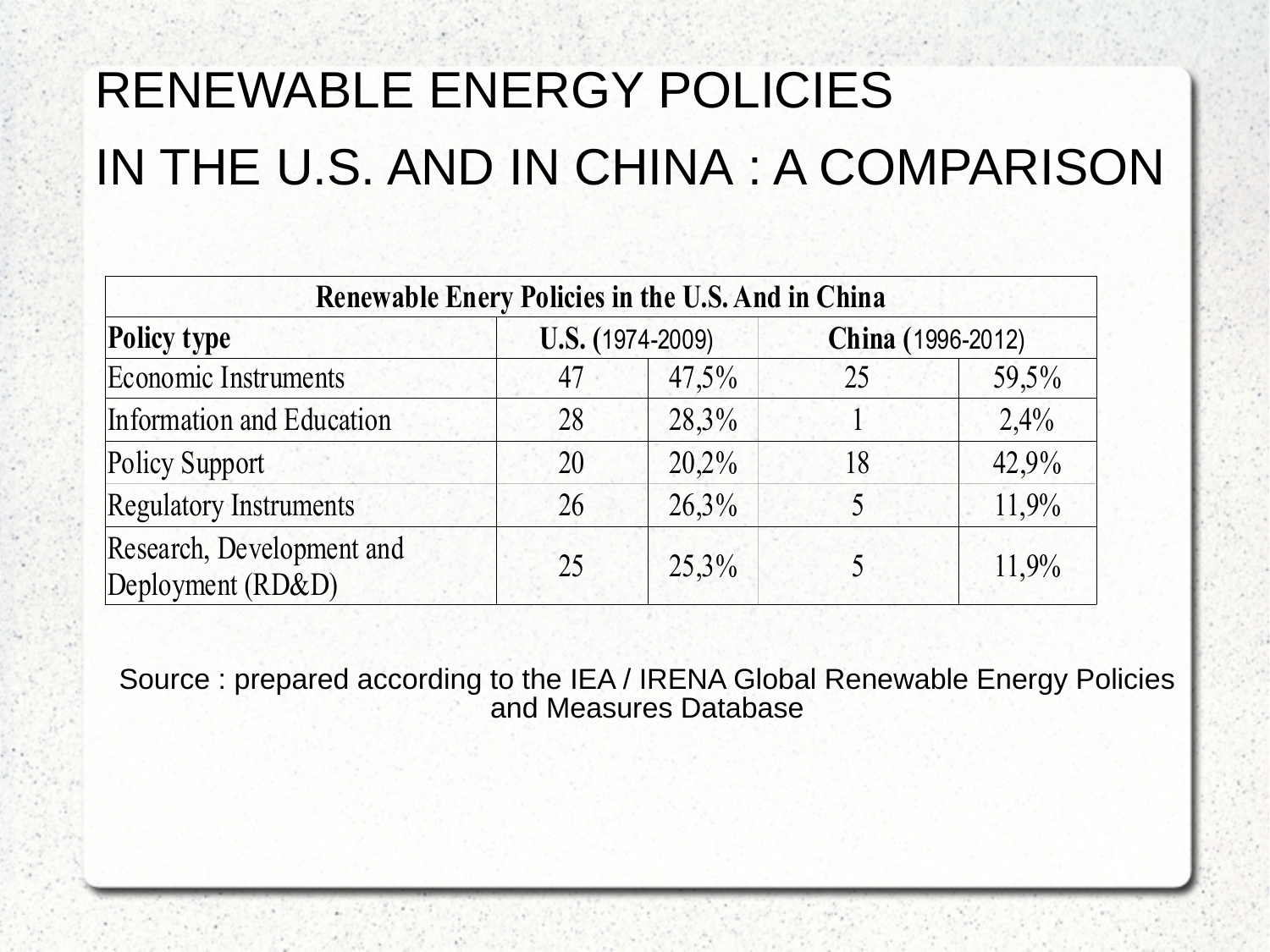# RENEWABLE ENERGY POLICIES IN THE U.S. AND IN CHINA : A COMPARISON

| Renewable Enery Policies in the U.S. And in China | | | | |
|---|---|---|---|---|
| **Policy type** | **U.S. (**1974-2009) | | **China (**1996-2012) | |
| Economic Instruments | 47 | 47,5% | 25 | 59,5% |
| Information and Education | 28 | 28,3% | 1 | 2,4% |
| Policy Support | 20 | 20,2% | 18 | 42,9% |
| Regulatory Instruments | 26 | 26,3% | 5 | 11,9% |
| Research, Development and Deployment (RD&D) | 25 | 25,3% | 5 | 11,9% |

Source : prepared according to the IEA / IRENA Global Renewable Energy Policies and Measures Database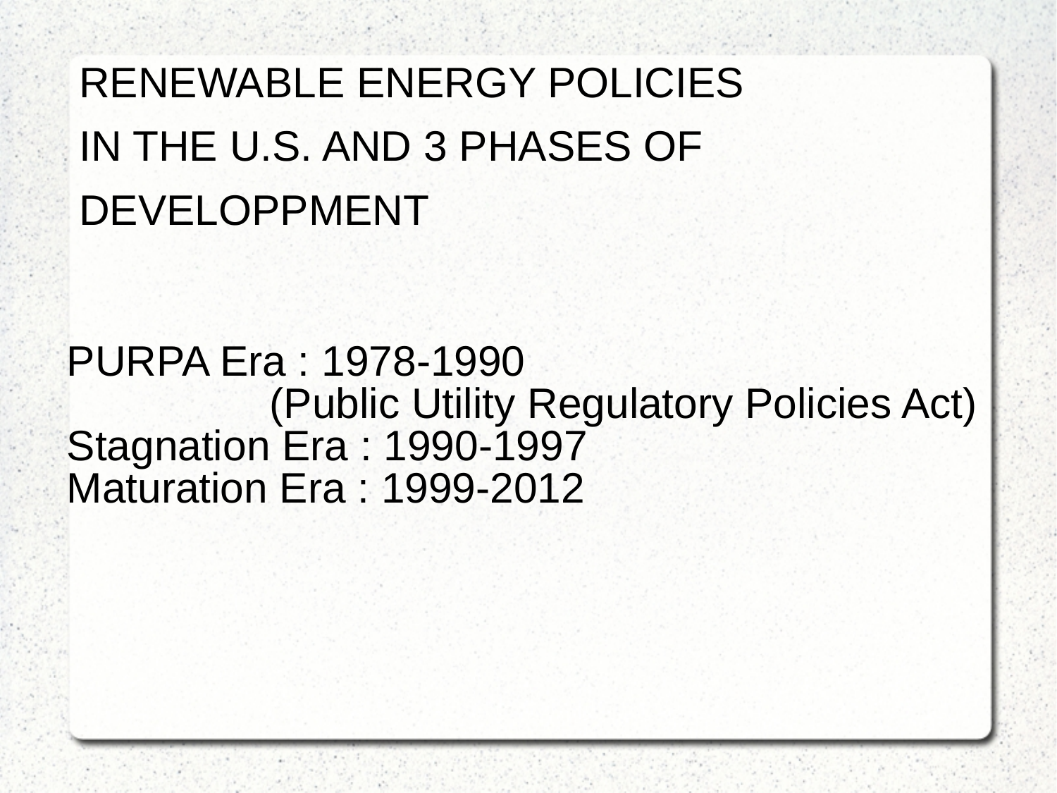# RENEWABLE ENERGY POLICIES IN THE U.S. AND 3 PHASES OF DEVELOPPMENT

PURPA Era : 1978-1990
(Public Utility Regulatory Policies Act)
Stagnation Era : 1990-1997
Maturation Era : 1999-2012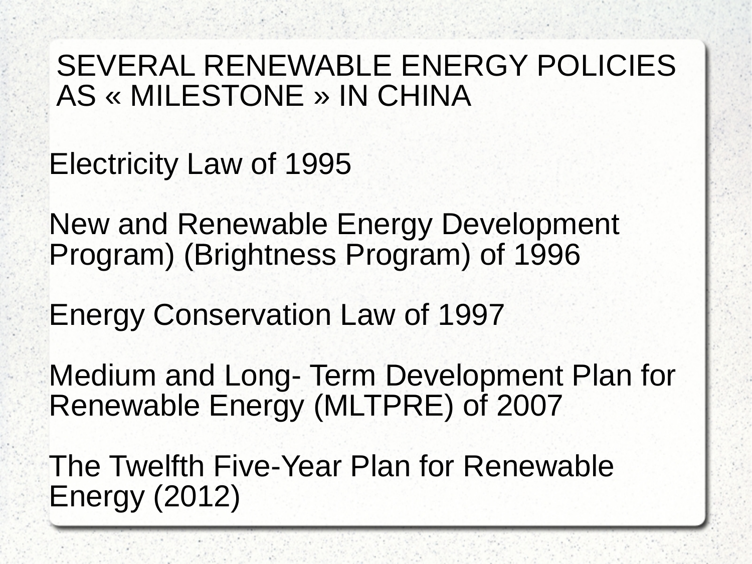# SEVERAL RENEWABLE ENERGY POLICIES AS « MILESTONE » IN CHINA

Electricity Law of 1995

New and Renewable Energy Development Program) (Brightness Program) of 1996

Energy Conservation Law of 1997

Medium and Long- Term Development Plan for Renewable Energy (MLTPRE) of 2007

The Twelfth Five-Year Plan for Renewable Energy (2012)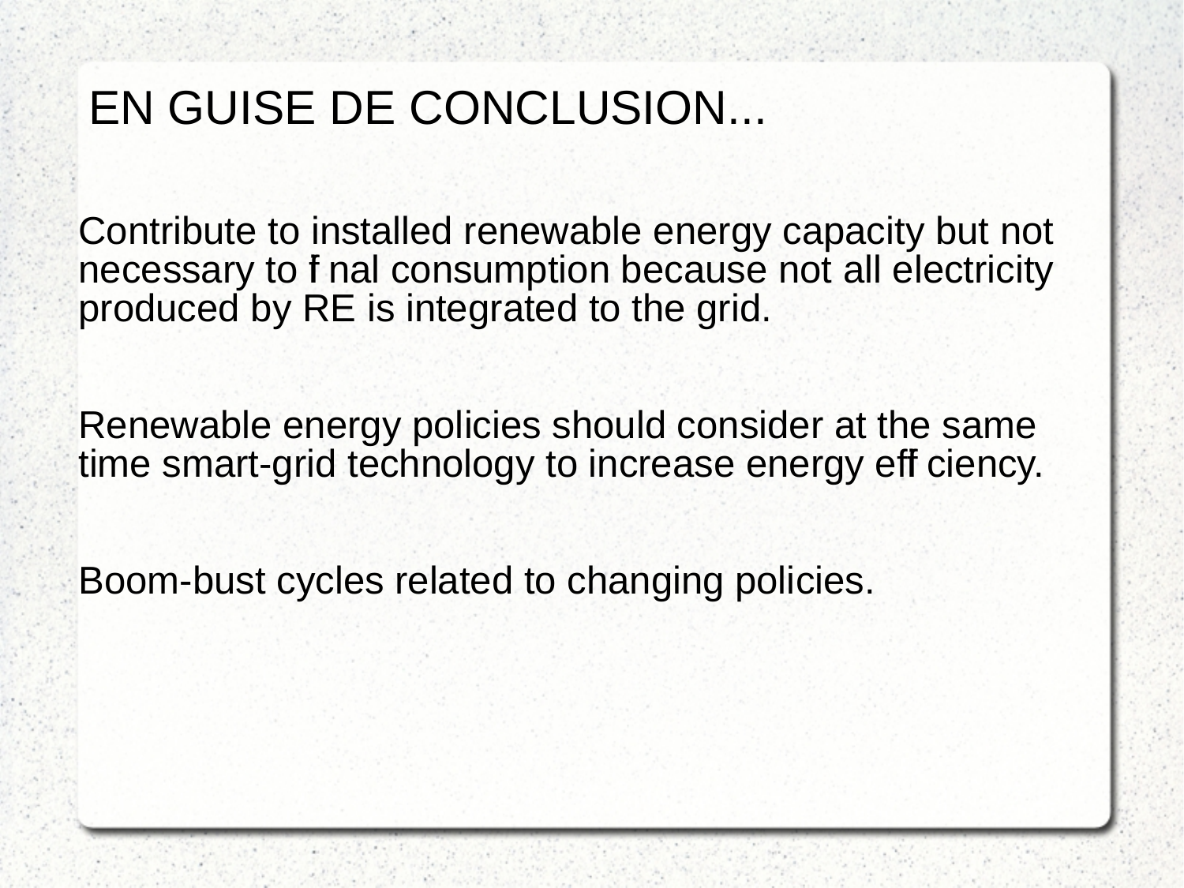# EN GUISE DE CONCLUSION...

Contribute to installed renewable energy capacity but not necessary to final consumption because not all electricity produced by RE is integrated to the grid.

Renewable energy policies should consider at the same time smart-grid technology to increase energy efficiency.

Boom-bust cycles related to changing policies.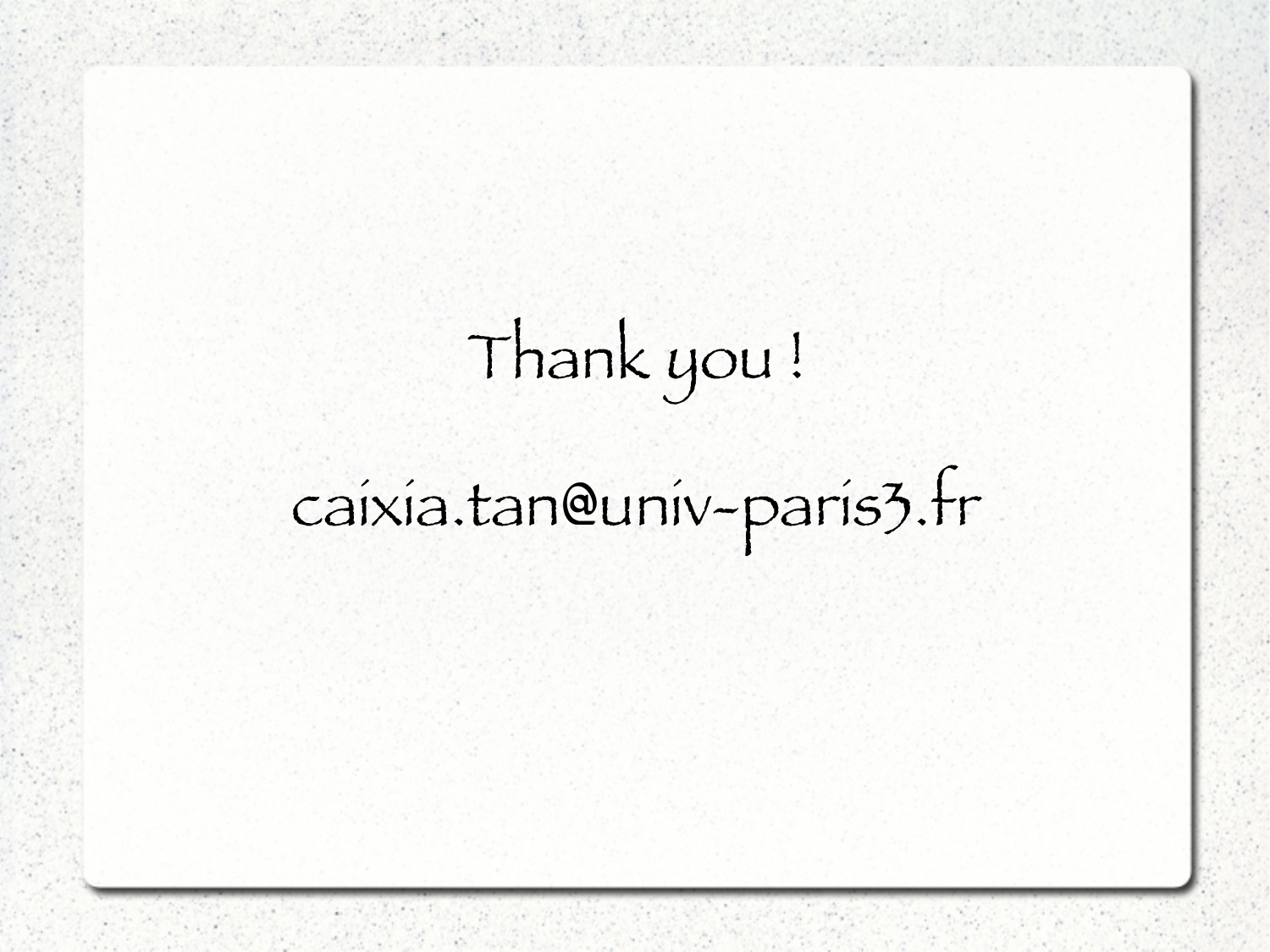Thank you !

caixia.tan@univ-paris3.fr